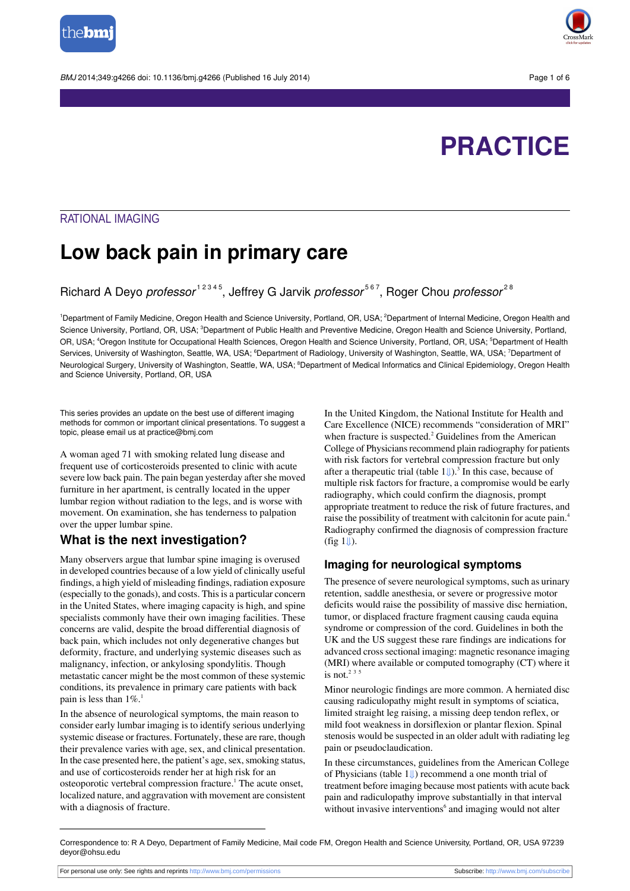# PRACTICE

RATIONAL IMAGING

# Low back pain in primary care

Richard A Deyo *professor*[1,2,3,4,5], Jeffrey G Jarvik *professor*[5,6,7], Roger Chou *professor*[2,8]

[1]Department of Family Medicine, Oregon Health and Science University, Portland, OR, USA; [2]Department of Internal Medicine, Oregon Health and Science University, Portland, OR, USA; [3]Department of Public Health and Preventive Medicine, Oregon Health and Science University, Portland, OR, USA; [4]Oregon Institute for Occupational Health Sciences, Oregon Health and Science University, Portland, OR, USA; [5]Department of Health Services, University of Washington, Seattle, WA, USA; [6]Department of Radiology, University of Washington, Seattle, WA, USA; [7]Department of Neurological Surgery, University of Washington, Seattle, WA, USA; [8]Department of Medical Informatics and Clinical Epidemiology, Oregon Health and Science University, Portland, OR, USA

This series provides an update on the best use of different imaging methods for common or important clinical presentations. To suggest a topic, please email us at practice@bmj.com

A woman aged 71 with smoking related lung disease and frequent use of corticosteroids presented to clinic with acute severe low back pain. The pain began yesterday after she moved furniture in her apartment, is centrally located in the upper lumbar region without radiation to the legs, and is worse with movement. On examination, she has tenderness to palpation over the upper lumbar spine.

## What is the next investigation?

Many observers argue that lumbar spine imaging is overused in developed countries because of a low yield of clinically useful findings, a high yield of misleading findings, radiation exposure (especially to the gonads), and costs. This is a particular concern in the United States, where imaging capacity is high, and spine specialists commonly have their own imaging facilities. These concerns are valid, despite the broad differential diagnosis of back pain, which includes not only degenerative changes but deformity, fracture, and underlying systemic diseases such as malignancy, infection, or ankylosing spondylitis. Though metastatic cancer might be the most common of these systemic conditions, its prevalence in primary care patients with back pain is less than 1%.[1]

In the absence of neurological symptoms, the main reason to consider early lumbar imaging is to identify serious underlying systemic disease or fractures. Fortunately, these are rare, though their prevalence varies with age, sex, and clinical presentation. In the case presented here, the patient's age, sex, smoking status, and use of corticosteroids render her at high risk for an osteoporotic vertebral compression fracture.[1] The acute onset, localized nature, and aggravation with movement are consistent with a diagnosis of fracture.

In the United Kingdom, the National Institute for Health and Care Excellence (NICE) recommends "consideration of MRI" when fracture is suspected.[2] Guidelines from the American College of Physicians recommend plain radiography for patients with risk factors for vertebral compression fracture but only after a therapeutic trial (table 1⇓).[3] In this case, because of multiple risk factors for fracture, a compromise would be early radiography, which could confirm the diagnosis, prompt appropriate treatment to reduce the risk of future fractures, and raise the possibility of treatment with calcitonin for acute pain.[4] Radiography confirmed the diagnosis of compression fracture (fig 1⇓).

## Imaging for neurological symptoms

The presence of severe neurological symptoms, such as urinary retention, saddle anesthesia, or severe or progressive motor deficits would raise the possibility of massive disc herniation, tumor, or displaced fracture fragment causing cauda equina syndrome or compression of the cord. Guidelines in both the UK and the US suggest these rare findings are indications for advanced cross sectional imaging: magnetic resonance imaging (MRI) where available or computed tomography (CT) where it is not.[2,3,5]

Minor neurologic findings are more common. A herniated disc causing radiculopathy might result in symptoms of sciatica, limited straight leg raising, a missing deep tendon reflex, or mild foot weakness in dorsiflexion or plantar flexion. Spinal stenosis would be suspected in an older adult with radiating leg pain or pseudoclaudication.

In these circumstances, guidelines from the American College of Physicians (table 1⇓) recommend a one month trial of treatment before imaging because most patients with acute back pain and radiculopathy improve substantially in that interval without invasive interventions[6] and imaging would not alter

Correspondence to: R A Deyo, Department of Family Medicine, Mail code FM, Oregon Health and Science University, Portland, OR, USA 97239 deyor@ohsu.edu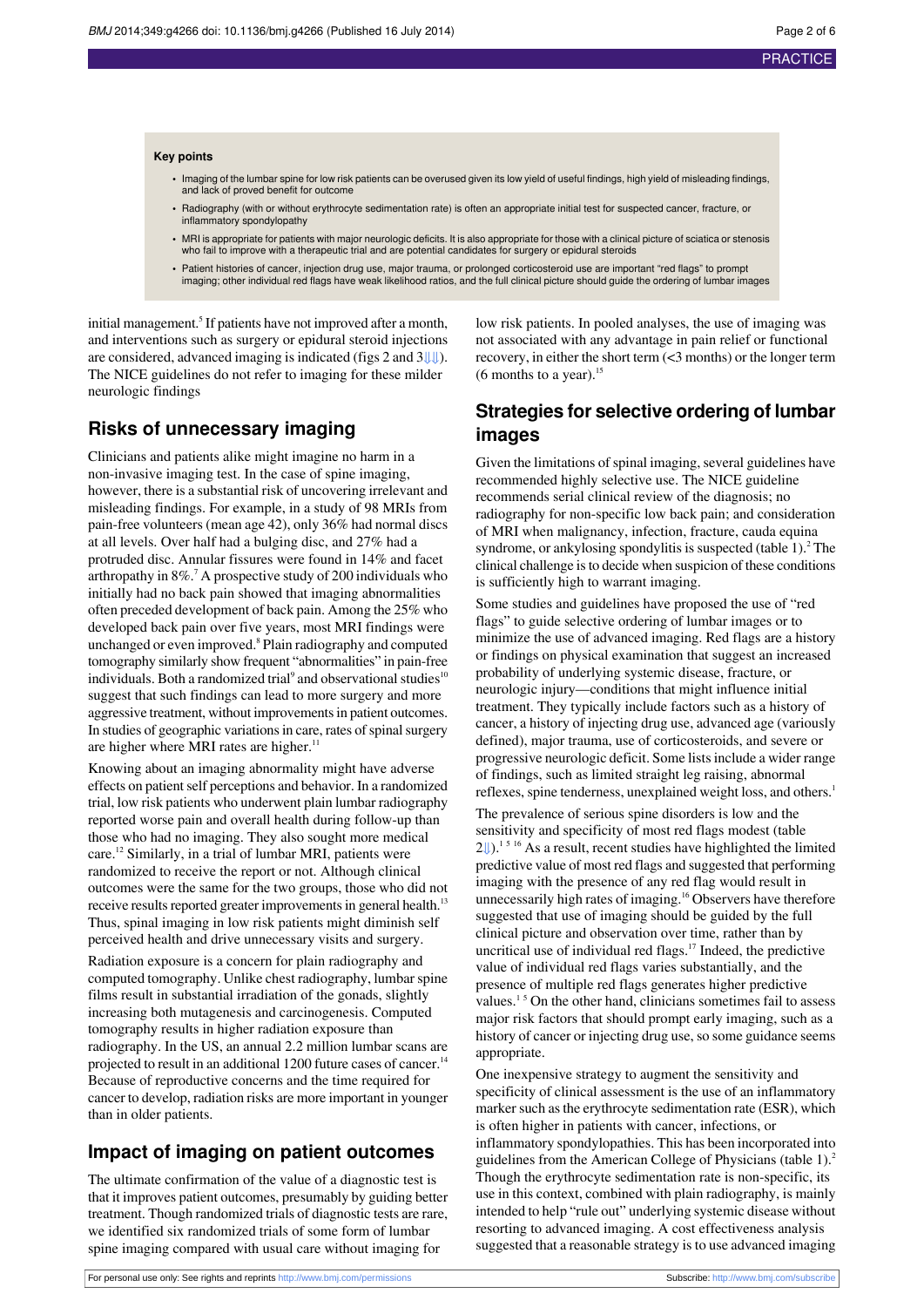**Key points**

- Imaging of the lumbar spine for low risk patients can be overused given its low yield of useful findings, high yield of misleading findings, and lack of proved benefit for outcome
- Radiography (with or without erythrocyte sedimentation rate) is often an appropriate initial test for suspected cancer, fracture, or inflammatory spondylopathy
- MRI is appropriate for patients with major neurologic deficits. It is also appropriate for those with a clinical picture of sciatica or stenosis who fail to improve with a therapeutic trial and are potential candidates for surgery or epidural steroids
- Patient histories of cancer, injection drug use, major trauma, or prolonged corticosteroid use are important "red flags" to prompt imaging; other individual red flags have weak likelihood ratios, and the full clinical picture should guide the ordering of lumbar images

initial management.[5] If patients have not improved after a month, and interventions such as surgery or epidural steroid injections are considered, advanced imaging is indicated (figs 2 and 3⇓⇓). The NICE guidelines do not refer to imaging for these milder neurologic findings

## Risks of unnecessary imaging

Clinicians and patients alike might imagine no harm in a non-invasive imaging test. In the case of spine imaging, however, there is a substantial risk of uncovering irrelevant and misleading findings. For example, in a study of 98 MRIs from pain-free volunteers (mean age 42), only 36% had normal discs at all levels. Over half had a bulging disc, and 27% had a protruded disc. Annular fissures were found in 14% and facet arthropathy in 8%.[7] A prospective study of 200 individuals who initially had no back pain showed that imaging abnormalities often preceded development of back pain. Among the 25% who developed back pain over five years, most MRI findings were unchanged or even improved.[8] Plain radiography and computed tomography similarly show frequent "abnormalities" in pain-free individuals. Both a randomized trial[9] and observational studies[10] suggest that such findings can lead to more surgery and more aggressive treatment, without improvements in patient outcomes. In studies of geographic variations in care, rates of spinal surgery are higher where MRI rates are higher.[11]

Knowing about an imaging abnormality might have adverse effects on patient self perceptions and behavior. In a randomized trial, low risk patients who underwent plain lumbar radiography reported worse pain and overall health during follow-up than those who had no imaging. They also sought more medical care.[12] Similarly, in a trial of lumbar MRI, patients were randomized to receive the report or not. Although clinical outcomes were the same for the two groups, those who did not receive results reported greater improvements in general health.[13] Thus, spinal imaging in low risk patients might diminish self perceived health and drive unnecessary visits and surgery.

Radiation exposure is a concern for plain radiography and computed tomography. Unlike chest radiography, lumbar spine films result in substantial irradiation of the gonads, slightly increasing both mutagenesis and carcinogenesis. Computed tomography results in higher radiation exposure than radiography. In the US, an annual 2.2 million lumbar scans are projected to result in an additional 1200 future cases of cancer.[14] Because of reproductive concerns and the time required for cancer to develop, radiation risks are more important in younger than in older patients.

## Impact of imaging on patient outcomes

The ultimate confirmation of the value of a diagnostic test is that it improves patient outcomes, presumably by guiding better treatment. Though randomized trials of diagnostic tests are rare, we identified six randomized trials of some form of lumbar spine imaging compared with usual care without imaging for low risk patients. In pooled analyses, the use of imaging was not associated with any advantage in pain relief or functional recovery, in either the short term (<3 months) or the longer term (6 months to a year).[15]

## Strategies for selective ordering of lumbar images

Given the limitations of spinal imaging, several guidelines have recommended highly selective use. The NICE guideline recommends serial clinical review of the diagnosis; no radiography for non-specific low back pain; and consideration of MRI when malignancy, infection, fracture, cauda equina syndrome, or ankylosing spondylitis is suspected (table 1).[2] The clinical challenge is to decide when suspicion of these conditions is sufficiently high to warrant imaging.

Some studies and guidelines have proposed the use of "red flags" to guide selective ordering of lumbar images or to minimize the use of advanced imaging. Red flags are a history or findings on physical examination that suggest an increased probability of underlying systemic disease, fracture, or neurologic injury—conditions that might influence initial treatment. They typically include factors such as a history of cancer, a history of injecting drug use, advanced age (variously defined), major trauma, use of corticosteroids, and severe or progressive neurologic deficit. Some lists include a wider range of findings, such as limited straight leg raising, abnormal reflexes, spine tenderness, unexplained weight loss, and others.[1]

The prevalence of serious spine disorders is low and the sensitivity and specificity of most red flags modest (table 2⇓).[1 5 16] As a result, recent studies have highlighted the limited predictive value of most red flags and suggested that performing imaging with the presence of any red flag would result in unnecessarily high rates of imaging.[16] Observers have therefore suggested that use of imaging should be guided by the full clinical picture and observation over time, rather than by uncritical use of individual red flags.[17] Indeed, the predictive value of individual red flags varies substantially, and the presence of multiple red flags generates higher predictive values.[1 5] On the other hand, clinicians sometimes fail to assess major risk factors that should prompt early imaging, such as a history of cancer or injecting drug use, so some guidance seems appropriate.

One inexpensive strategy to augment the sensitivity and specificity of clinical assessment is the use of an inflammatory marker such as the erythrocyte sedimentation rate (ESR), which is often higher in patients with cancer, infections, or inflammatory spondylopathies. This has been incorporated into guidelines from the American College of Physicians (table 1).[2] Though the erythrocyte sedimentation rate is non-specific, its use in this context, combined with plain radiography, is mainly intended to help "rule out" underlying systemic disease without resorting to advanced imaging. A cost effectiveness analysis suggested that a reasonable strategy is to use advanced imaging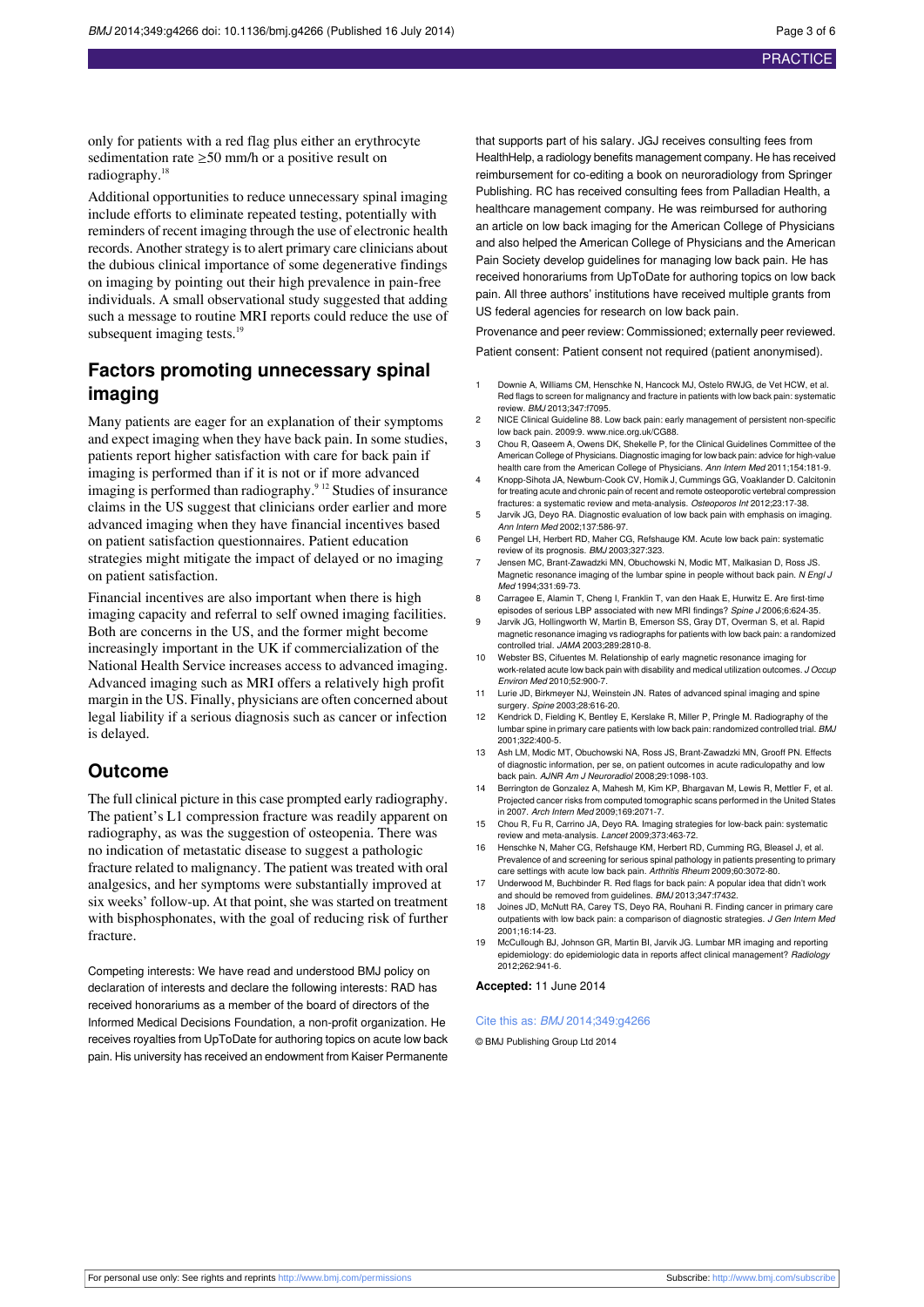only for patients with a red flag plus either an erythrocyte sedimentation rate ≥50 mm/h or a positive result on radiography.[18]

Additional opportunities to reduce unnecessary spinal imaging include efforts to eliminate repeated testing, potentially with reminders of recent imaging through the use of electronic health records. Another strategy is to alert primary care clinicians about the dubious clinical importance of some degenerative findings on imaging by pointing out their high prevalence in pain-free individuals. A small observational study suggested that adding such a message to routine MRI reports could reduce the use of subsequent imaging tests.[19]

## Factors promoting unnecessary spinal imaging

Many patients are eager for an explanation of their symptoms and expect imaging when they have back pain. In some studies, patients report higher satisfaction with care for back pain if imaging is performed than if it is not or if more advanced imaging is performed than radiography.[9 12] Studies of insurance claims in the US suggest that clinicians order earlier and more advanced imaging when they have financial incentives based on patient satisfaction questionnaires. Patient education strategies might mitigate the impact of delayed or no imaging on patient satisfaction.

Financial incentives are also important when there is high imaging capacity and referral to self owned imaging facilities. Both are concerns in the US, and the former might become increasingly important in the UK if commercialization of the National Health Service increases access to advanced imaging. Advanced imaging such as MRI offers a relatively high profit margin in the US. Finally, physicians are often concerned about legal liability if a serious diagnosis such as cancer or infection is delayed.

## Outcome

The full clinical picture in this case prompted early radiography. The patient's L1 compression fracture was readily apparent on radiography, as was the suggestion of osteopenia. There was no indication of metastatic disease to suggest a pathologic fracture related to malignancy. The patient was treated with oral analgesics, and her symptoms were substantially improved at six weeks' follow-up. At that point, she was started on treatment with bisphosphonates, with the goal of reducing risk of further fracture.

Competing interests: We have read and understood BMJ policy on declaration of interests and declare the following interests: RAD has received honorariums as a member of the board of directors of the Informed Medical Decisions Foundation, a non-profit organization. He receives royalties from UpToDate for authoring topics on acute low back pain. His university has received an endowment from Kaiser Permanente that supports part of his salary. JGJ receives consulting fees from HealthHelp, a radiology benefits management company. He has received reimbursement for co-editing a book on neuroradiology from Springer Publishing. RC has received consulting fees from Palladian Health, a healthcare management company. He was reimbursed for authoring an article on low back imaging for the American College of Physicians and also helped the American College of Physicians and the American Pain Society develop guidelines for managing low back pain. He has received honorariums from UpToDate for authoring topics on low back pain. All three authors' institutions have received multiple grants from US federal agencies for research on low back pain.

Provenance and peer review: Commissioned; externally peer reviewed.

Patient consent: Patient consent not required (patient anonymised).

1. Downie A, Williams CM, Henschke N, Hancock MJ, Ostelo RWJG, de Vet HCW, et al. Red flags to screen for malignancy and fracture in patients with low back pain: systematic review. *BMJ* 2013;347:f7095.
2. NICE Clinical Guideline 88. Low back pain: early management of persistent non-specific low back pain. 2009:9. www.nice.org.uk/CG88.
3. Chou R, Qaseem A, Owens DK, Shekelle P, for the Clinical Guidelines Committee of the American College of Physicians. Diagnostic imaging for low back pain: advice for high-value health care from the American College of Physicians. *Ann Intern Med* 2011;154:181-9.
4. Knopp-Sihota JA, Newburn-Cook CV, Homik J, Cummings GG, Voaklander D. Calcitonin for treating acute and chronic pain of recent and remote osteoporotic vertebral compression fractures: a systematic review and meta-analysis. *Osteoporos Int* 2012;23:17-38.
5. Jarvik JG, Deyo RA. Diagnostic evaluation of low back pain with emphasis on imaging. *Ann Intern Med* 2002;137:586-97.
6. Pengel LH, Herbert RD, Maher CG, Refshauge KM. Acute low back pain: systematic review of its prognosis. *BMJ* 2003;327:323.
7. Jensen MC, Brant-Zawadzki MN, Obuchowski N, Modic MT, Malkasian D, Ross JS. Magnetic resonance imaging of the lumbar spine in people without back pain. *N Engl J Med* 1994;331:69-73.
8. Carragee E, Alamin T, Cheng I, Franklin T, van den Haak E, Hurwitz E. Are first-time episodes of serious LBP associated with new MRI findings? *Spine J* 2006;6:624-35.
9. Jarvik JG, Hollingworth W, Martin B, Emerson SS, Gray DT, Overman S, et al. Rapid magnetic resonance imaging vs radiographs for patients with low back pain: a randomized controlled trial. *JAMA* 2003;289:2810-8.
10. Webster BS, Cifuentes M. Relationship of early magnetic resonance imaging for work-related acute low back pain with disability and medical utilization outcomes. *J Occup Environ Med* 2010;52:900-7.
11. Lurie JD, Birkmeyer NJ, Weinstein JN. Rates of advanced spinal imaging and spine surgery. *Spine* 2003;28:616-20.
12. Kendrick D, Fielding K, Bentley E, Kerslake R, Miller P, Pringle M. Radiography of the lumbar spine in primary care patients with low back pain: randomized controlled trial. *BMJ* 2001;322:400-5.
13. Ash LM, Modic MT, Obuchowski NA, Ross JS, Brant-Zawadzki MN, Grooff PN. Effects of diagnostic information, per se, on patient outcomes in acute radiculopathy and low back pain. *AJNR Am J Neuroradiol* 2008;29:1098-103.
14. Berrington de Gonzalez A, Mahesh M, Kim KP, Bhargavan M, Lewis R, Mettler F, et al. Projected cancer risks from computed tomographic scans performed in the United States in 2007. *Arch Intern Med* 2009;169:2071-7.
15. Chou R, Fu R, Carrino JA, Deyo RA. Imaging strategies for low-back pain: systematic review and meta-analysis. *Lancet* 2009;373:463-72.
16. Henschke N, Maher CG, Refshauge KM, Herbert RD, Cumming RG, Bleasel J, et al. Prevalence of and screening for serious spinal pathology in patients presenting to primary care settings with acute low back pain. *Arthritis Rheum* 2009;60:3072-80.
17. Underwood M, Buchbinder R. Red flags for back pain: A popular idea that didn't work and should be removed from guidelines. *BMJ* 2013;347:f7432.
18. Joines JD, McNutt RA, Carey TS, Deyo RA, Rouhani R. Finding cancer in primary care outpatients with low back pain: a comparison of diagnostic strategies. *J Gen Intern Med* 2001;16:14-23.
19. McCullough BJ, Johnson GR, Martin BI, Jarvik JG. Lumbar MR imaging and reporting epidemiology: do epidemiologic data in reports affect clinical management? *Radiology* 2012;262:941-6.

**Accepted:** 11 June 2014

Cite this as: *BMJ* 2014;349:g4266

© BMJ Publishing Group Ltd 2014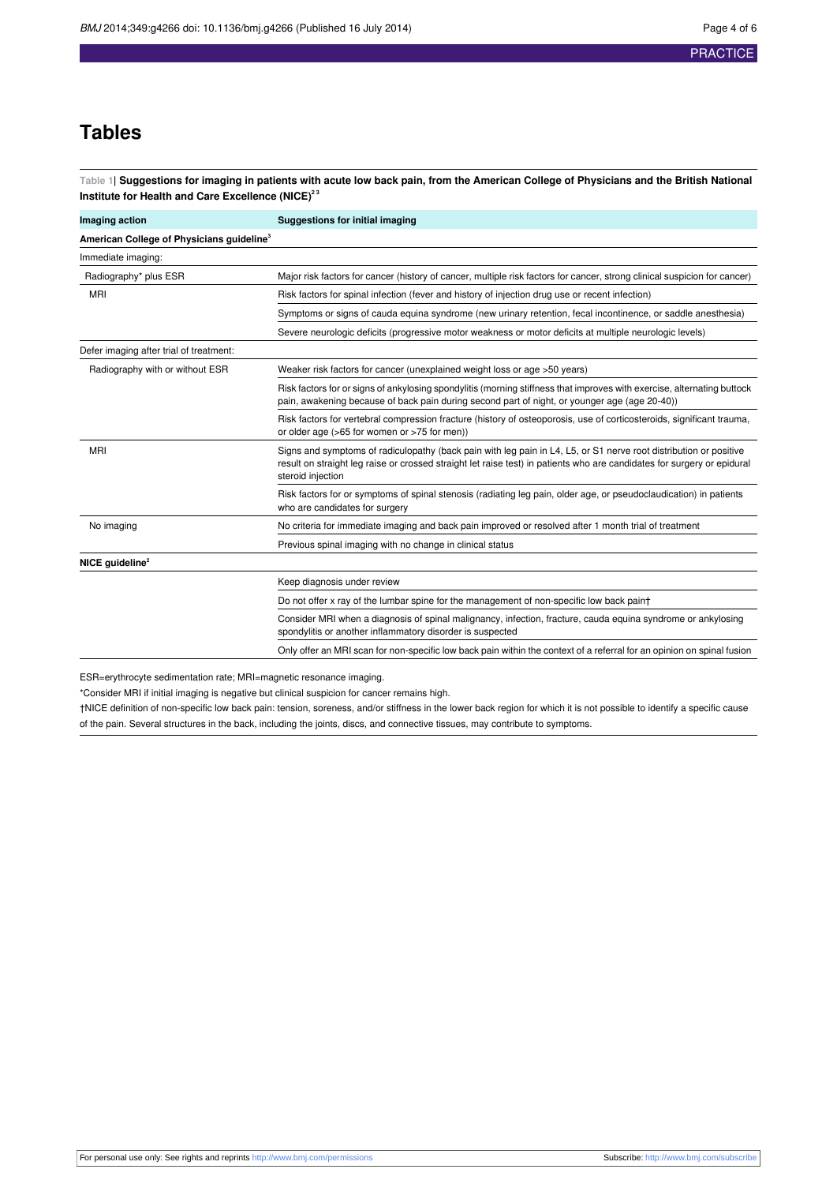# Tables

**Table 1| Suggestions for imaging in patients with acute low back pain, from the American College of Physicians and the British National Institute for Health and Care Excellence (NICE)[2,3]**

| Imaging action | Suggestions for initial imaging |
|---|---|
| **American College of Physicians guideline[3]** | |
| Immediate imaging: | |
| Radiography* plus ESR | Major risk factors for cancer (history of cancer, multiple risk factors for cancer, strong clinical suspicion for cancer) |
| MRI | Risk factors for spinal infection (fever and history of injection drug use or recent infection) |
| | Symptoms or signs of cauda equina syndrome (new urinary retention, fecal incontinence, or saddle anesthesia) |
| | Severe neurologic deficits (progressive motor weakness or motor deficits at multiple neurologic levels) |
| Defer imaging after trial of treatment: | |
| Radiography with or without ESR | Weaker risk factors for cancer (unexplained weight loss or age >50 years) |
| | Risk factors for or signs of ankylosing spondylitis (morning stiffness that improves with exercise, alternating buttock pain, awakening because of back pain during second part of night, or younger age (age 20-40)) |
| | Risk factors for vertebral compression fracture (history of osteoporosis, use of corticosteroids, significant trauma, or older age (>65 for women or >75 for men)) |
| MRI | Signs and symptoms of radiculopathy (back pain with leg pain in L4, L5, or S1 nerve root distribution or positive result on straight leg raise or crossed straight let raise test) in patients who are candidates for surgery or epidural steroid injection |
| | Risk factors for or symptoms of spinal stenosis (radiating leg pain, older age, or pseudoclaudication) in patients who are candidates for surgery |
| No imaging | No criteria for immediate imaging and back pain improved or resolved after 1 month trial of treatment |
| | Previous spinal imaging with no change in clinical status |
| **NICE guideline[2]** | |
| | Keep diagnosis under review |
| | Do not offer x ray of the lumbar spine for the management of non-specific low back pain† |
| | Consider MRI when a diagnosis of spinal malignancy, infection, fracture, cauda equina syndrome or ankylosing spondylitis or another inflammatory disorder is suspected |
| | Only offer an MRI scan for non-specific low back pain within the context of a referral for an opinion on spinal fusion |

ESR=erythrocyte sedimentation rate; MRI=magnetic resonance imaging.

*Consider MRI if initial imaging is negative but clinical suspicion for cancer remains high.

†NICE definition of non-specific low back pain: tension, soreness, and/or stiffness in the lower back region for which it is not possible to identify a specific cause of the pain. Several structures in the back, including the joints, discs, and connective tissues, may contribute to symptoms.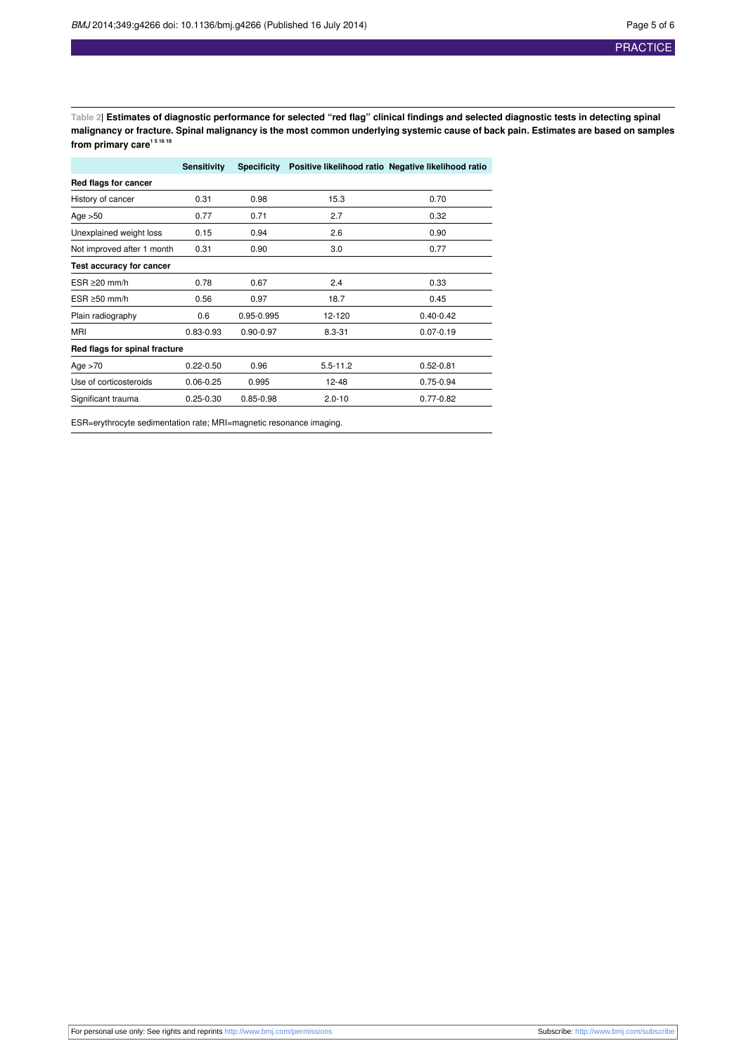**Table 2| Estimates of diagnostic performance for selected "red flag" clinical findings and selected diagnostic tests in detecting spinal malignancy or fracture. Spinal malignancy is the most common underlying systemic cause of back pain. Estimates are based on samples from primary care[1 5 16 18]**

| | Sensitivity | Specificity | Positive likelihood ratio | Negative likelihood ratio |
|---|---|---|---|---|
| **Red flags for cancer** | | | | |
| History of cancer | 0.31 | 0.98 | 15.3 | 0.70 |
| Age >50 | 0.77 | 0.71 | 2.7 | 0.32 |
| Unexplained weight loss | 0.15 | 0.94 | 2.6 | 0.90 |
| Not improved after 1 month | 0.31 | 0.90 | 3.0 | 0.77 |
| **Test accuracy for cancer** | | | | |
| ESR ≥20 mm/h | 0.78 | 0.67 | 2.4 | 0.33 |
| ESR ≥50 mm/h | 0.56 | 0.97 | 18.7 | 0.45 |
| Plain radiography | 0.6 | 0.95-0.995 | 12-120 | 0.40-0.42 |
| MRI | 0.83-0.93 | 0.90-0.97 | 8.3-31 | 0.07-0.19 |
| **Red flags for spinal fracture** | | | | |
| Age >70 | 0.22-0.50 | 0.96 | 5.5-11.2 | 0.52-0.81 |
| Use of corticosteroids | 0.06-0.25 | 0.995 | 12-48 | 0.75-0.94 |
| Significant trauma | 0.25-0.30 | 0.85-0.98 | 2.0-10 | 0.77-0.82 |

ESR=erythrocyte sedimentation rate; MRI=magnetic resonance imaging.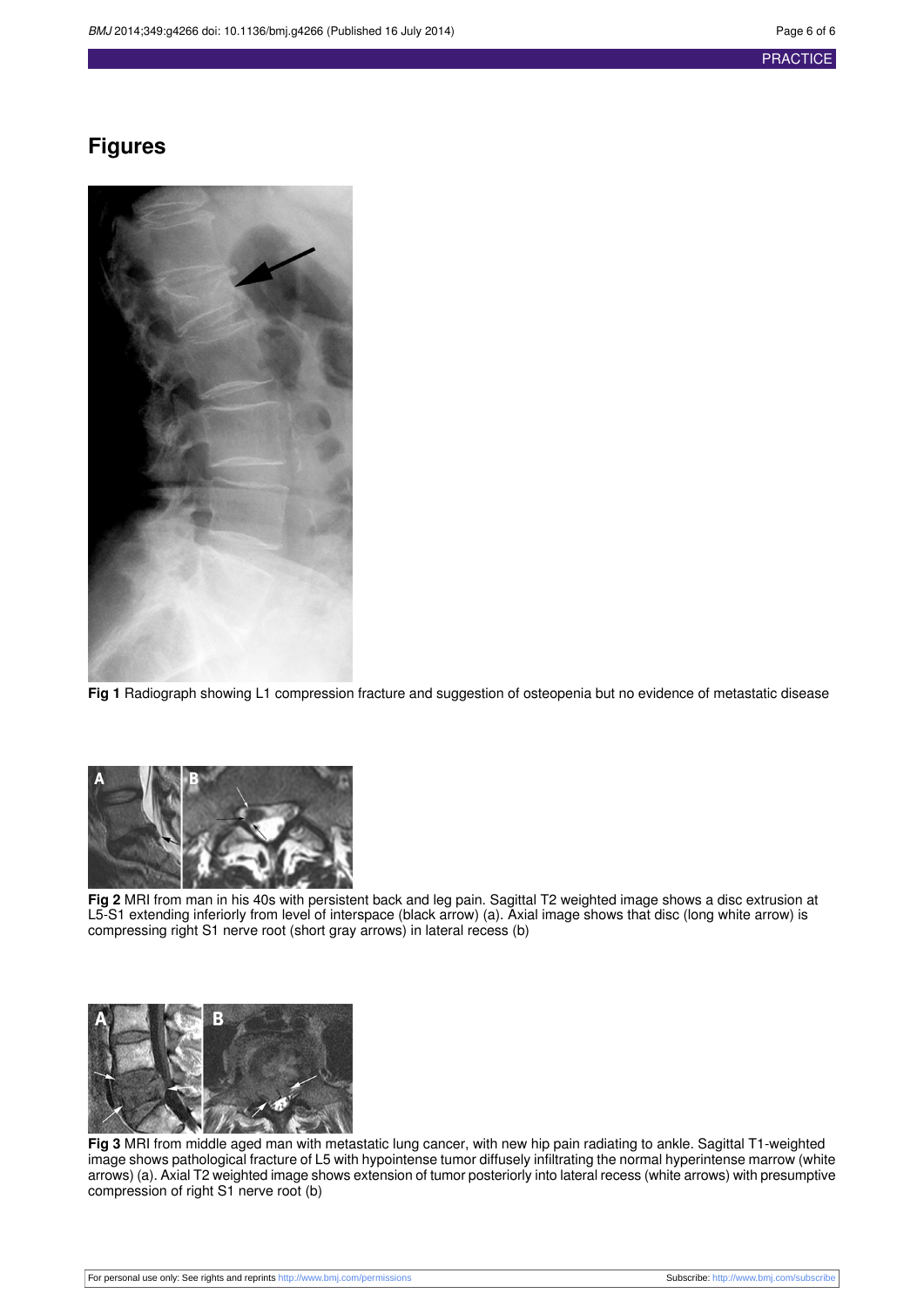# Figures

**Fig 1** Radiograph showing L1 compression fracture and suggestion of osteopenia but no evidence of metastatic disease

**Fig 2** MRI from man in his 40s with persistent back and leg pain. Sagittal T2 weighted image shows a disc extrusion at L5-S1 extending inferiorly from level of interspace (black arrow) (a). Axial image shows that disc (long white arrow) is compressing right S1 nerve root (short gray arrows) in lateral recess (b)

**Fig 3** MRI from middle aged man with metastatic lung cancer, with new hip pain radiating to ankle. Sagittal T1-weighted image shows pathological fracture of L5 with hypointense tumor diffusely infiltrating the normal hyperintense marrow (white arrows) (a). Axial T2 weighted image shows extension of tumor posteriorly into lateral recess (white arrows) with presumptive compression of right S1 nerve root (b)